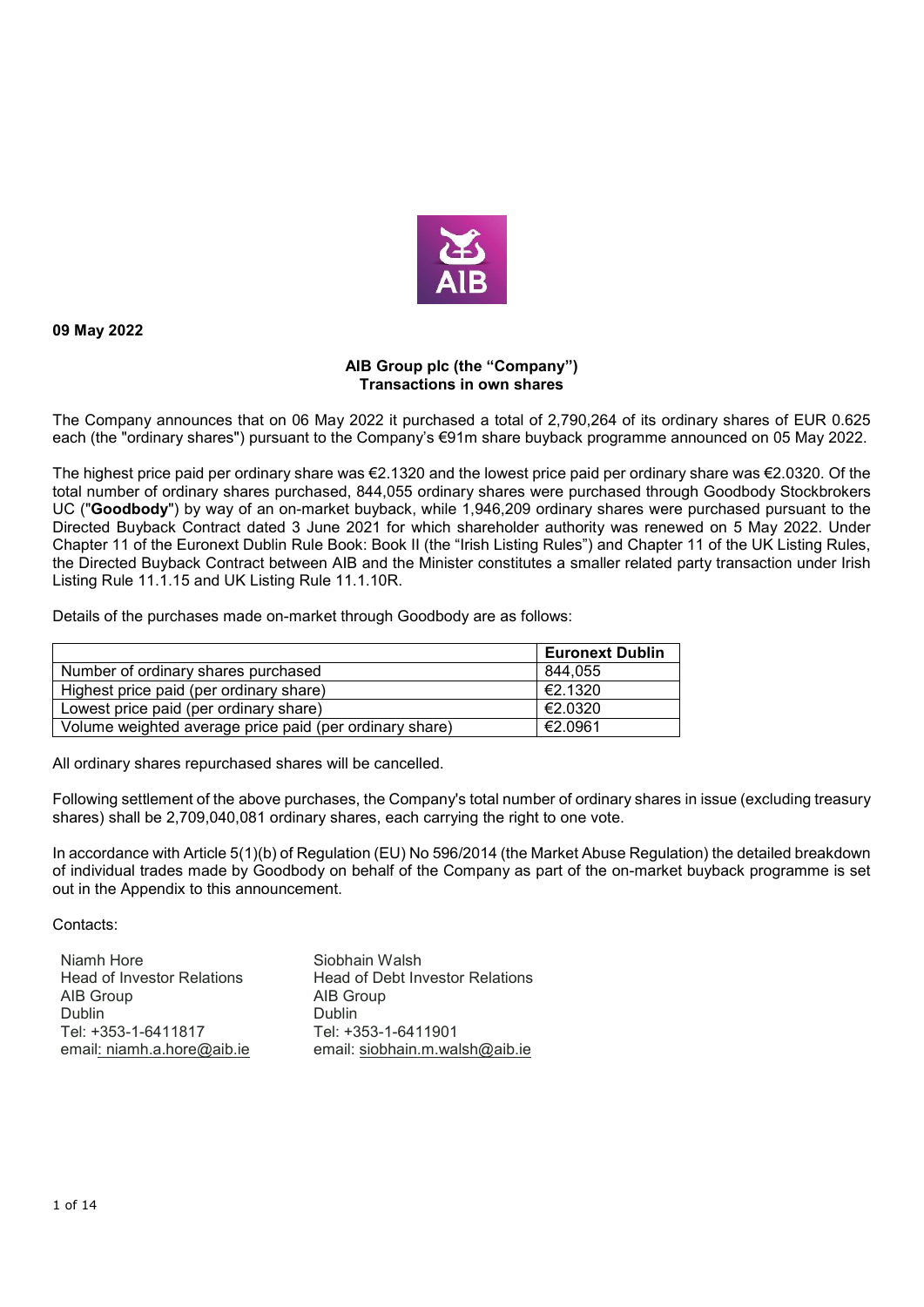**09 May 2022**

**AIB Group plc (the "Company")**
**Transactions in own shares**

The Company announces that on 06 May 2022 it purchased a total of 2,790,264 of its ordinary shares of EUR 0.625 each (the "ordinary shares") pursuant to the Company's €91m share buyback programme announced on 05 May 2022.

The highest price paid per ordinary share was €2.1320 and the lowest price paid per ordinary share was €2.0320. Of the total number of ordinary shares purchased, 844,055 ordinary shares were purchased through Goodbody Stockbrokers UC ("**Goodbody**") by way of an on-market buyback, while 1,946,209 ordinary shares were purchased pursuant to the Directed Buyback Contract dated 3 June 2021 for which shareholder authority was renewed on 5 May 2022. Under Chapter 11 of the Euronext Dublin Rule Book: Book II (the "Irish Listing Rules") and Chapter 11 of the UK Listing Rules, the Directed Buyback Contract between AIB and the Minister constitutes a smaller related party transaction under Irish Listing Rule 11.1.15 and UK Listing Rule 11.1.10R.

Details of the purchases made on-market through Goodbody are as follows:

| | Euronext Dublin |
|---|---|
| Number of ordinary shares purchased | 844,055 |
| Highest price paid (per ordinary share) | €2.1320 |
| Lowest price paid (per ordinary share) | €2.0320 |
| Volume weighted average price paid (per ordinary share) | €2.0961 |

All ordinary shares repurchased shares will be cancelled.

Following settlement of the above purchases, the Company's total number of ordinary shares in issue (excluding treasury shares) shall be 2,709,040,081 ordinary shares, each carrying the right to one vote.

In accordance with Article 5(1)(b) of Regulation (EU) No 596/2014 (the Market Abuse Regulation) the detailed breakdown of individual trades made by Goodbody on behalf of the Company as part of the on-market buyback programme is set out in the Appendix to this announcement.

Contacts:

Niamh Hore
Head of Investor Relations
AIB Group
Dublin
Tel: +353-1-6411817
email: niamh.a.hore@aib.ie

Siobhain Walsh
Head of Debt Investor Relations
AIB Group
Dublin
Tel: +353-1-6411901
email: siobhain.m.walsh@aib.ie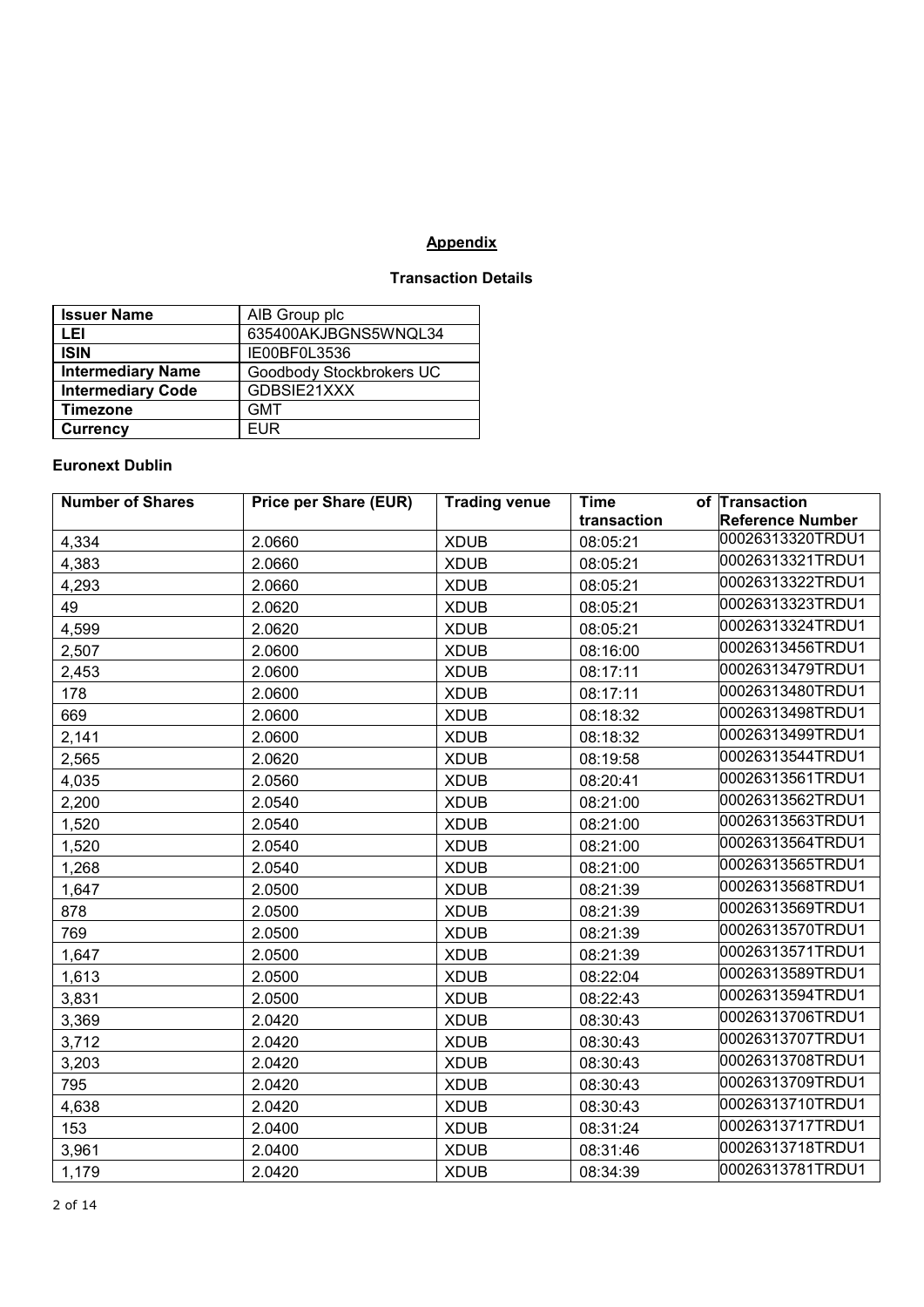**Appendix**

**Transaction Details**

| **Issuer Name** | AIB Group plc |
|---|---|
| **LEI** | 635400AKJBGNS5WNQL34 |
| **ISIN** | IE00BF0L3536 |
| **Intermediary Name** | Goodbody Stockbrokers UC |
| **Intermediary Code** | GDBSIE21XXX |
| **Timezone** | GMT |
| **Currency** | EUR |

**Euronext Dublin**

| Number of Shares | Price per Share (EUR) | Trading venue | Time of transaction | Transaction Reference Number |
|---|---|---|---|---|
| 4,334 | 2.0660 | XDUB | 08:05:21 | 00026313320TRDU1 |
| 4,383 | 2.0660 | XDUB | 08:05:21 | 00026313321TRDU1 |
| 4,293 | 2.0660 | XDUB | 08:05:21 | 00026313322TRDU1 |
| 49 | 2.0620 | XDUB | 08:05:21 | 00026313323TRDU1 |
| 4,599 | 2.0620 | XDUB | 08:05:21 | 00026313324TRDU1 |
| 2,507 | 2.0600 | XDUB | 08:16:00 | 00026313456TRDU1 |
| 2,453 | 2.0600 | XDUB | 08:17:11 | 00026313479TRDU1 |
| 178 | 2.0600 | XDUB | 08:17:11 | 00026313480TRDU1 |
| 669 | 2.0600 | XDUB | 08:18:32 | 00026313498TRDU1 |
| 2,141 | 2.0600 | XDUB | 08:18:32 | 00026313499TRDU1 |
| 2,565 | 2.0620 | XDUB | 08:19:58 | 00026313544TRDU1 |
| 4,035 | 2.0560 | XDUB | 08:20:41 | 00026313561TRDU1 |
| 2,200 | 2.0540 | XDUB | 08:21:00 | 00026313562TRDU1 |
| 1,520 | 2.0540 | XDUB | 08:21:00 | 00026313563TRDU1 |
| 1,520 | 2.0540 | XDUB | 08:21:00 | 00026313564TRDU1 |
| 1,268 | 2.0540 | XDUB | 08:21:00 | 00026313565TRDU1 |
| 1,647 | 2.0500 | XDUB | 08:21:39 | 00026313568TRDU1 |
| 878 | 2.0500 | XDUB | 08:21:39 | 00026313569TRDU1 |
| 769 | 2.0500 | XDUB | 08:21:39 | 00026313570TRDU1 |
| 1,647 | 2.0500 | XDUB | 08:21:39 | 00026313571TRDU1 |
| 1,613 | 2.0500 | XDUB | 08:22:04 | 00026313589TRDU1 |
| 3,831 | 2.0500 | XDUB | 08:22:43 | 00026313594TRDU1 |
| 3,369 | 2.0420 | XDUB | 08:30:43 | 00026313706TRDU1 |
| 3,712 | 2.0420 | XDUB | 08:30:43 | 00026313707TRDU1 |
| 3,203 | 2.0420 | XDUB | 08:30:43 | 00026313708TRDU1 |
| 795 | 2.0420 | XDUB | 08:30:43 | 00026313709TRDU1 |
| 4,638 | 2.0420 | XDUB | 08:30:43 | 00026313710TRDU1 |
| 153 | 2.0400 | XDUB | 08:31:24 | 00026313717TRDU1 |
| 3,961 | 2.0400 | XDUB | 08:31:46 | 00026313718TRDU1 |
| 1,179 | 2.0420 | XDUB | 08:34:39 | 00026313781TRDU1 |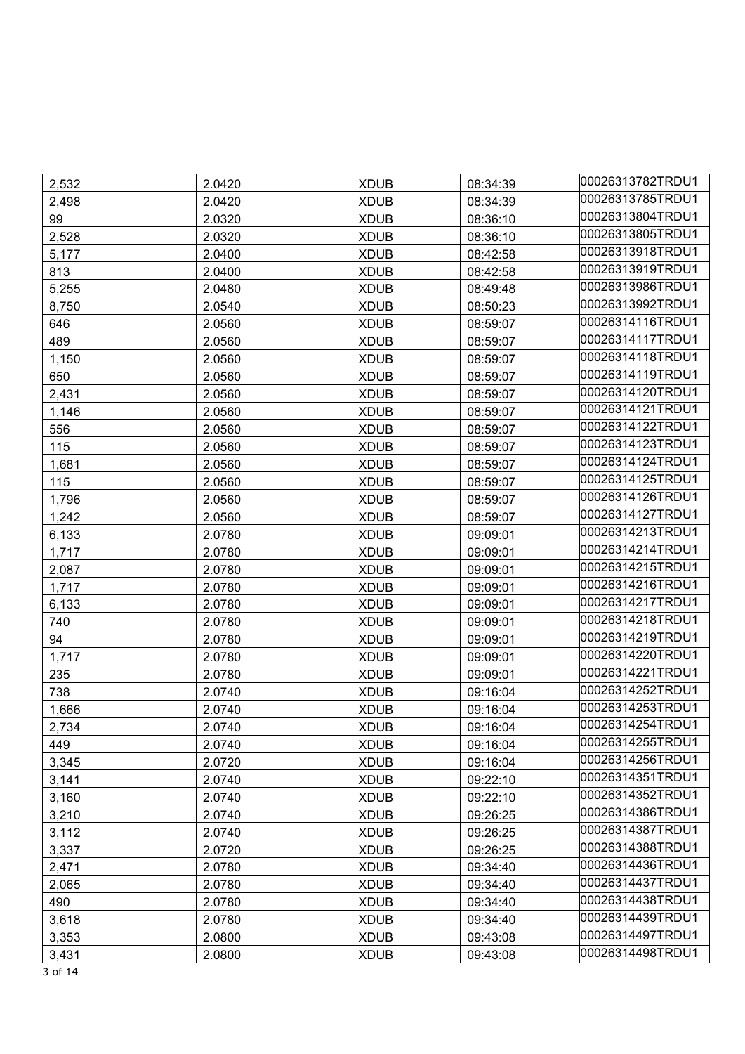| | | | | |
|---|---|---|---|---|
| 2,532 | 2.0420 | XDUB | 08:34:39 | 00026313782TRDU1 |
| 2,498 | 2.0420 | XDUB | 08:34:39 | 00026313785TRDU1 |
| 99 | 2.0320 | XDUB | 08:36:10 | 00026313804TRDU1 |
| 2,528 | 2.0320 | XDUB | 08:36:10 | 00026313805TRDU1 |
| 5,177 | 2.0400 | XDUB | 08:42:58 | 00026313918TRDU1 |
| 813 | 2.0400 | XDUB | 08:42:58 | 00026313919TRDU1 |
| 5,255 | 2.0480 | XDUB | 08:49:48 | 00026313986TRDU1 |
| 8,750 | 2.0540 | XDUB | 08:50:23 | 00026313992TRDU1 |
| 646 | 2.0560 | XDUB | 08:59:07 | 00026314116TRDU1 |
| 489 | 2.0560 | XDUB | 08:59:07 | 00026314117TRDU1 |
| 1,150 | 2.0560 | XDUB | 08:59:07 | 00026314118TRDU1 |
| 650 | 2.0560 | XDUB | 08:59:07 | 00026314119TRDU1 |
| 2,431 | 2.0560 | XDUB | 08:59:07 | 00026314120TRDU1 |
| 1,146 | 2.0560 | XDUB | 08:59:07 | 00026314121TRDU1 |
| 556 | 2.0560 | XDUB | 08:59:07 | 00026314122TRDU1 |
| 115 | 2.0560 | XDUB | 08:59:07 | 00026314123TRDU1 |
| 1,681 | 2.0560 | XDUB | 08:59:07 | 00026314124TRDU1 |
| 115 | 2.0560 | XDUB | 08:59:07 | 00026314125TRDU1 |
| 1,796 | 2.0560 | XDUB | 08:59:07 | 00026314126TRDU1 |
| 1,242 | 2.0560 | XDUB | 08:59:07 | 00026314127TRDU1 |
| 6,133 | 2.0780 | XDUB | 09:09:01 | 00026314213TRDU1 |
| 1,717 | 2.0780 | XDUB | 09:09:01 | 00026314214TRDU1 |
| 2,087 | 2.0780 | XDUB | 09:09:01 | 00026314215TRDU1 |
| 1,717 | 2.0780 | XDUB | 09:09:01 | 00026314216TRDU1 |
| 6,133 | 2.0780 | XDUB | 09:09:01 | 00026314217TRDU1 |
| 740 | 2.0780 | XDUB | 09:09:01 | 00026314218TRDU1 |
| 94 | 2.0780 | XDUB | 09:09:01 | 00026314219TRDU1 |
| 1,717 | 2.0780 | XDUB | 09:09:01 | 00026314220TRDU1 |
| 235 | 2.0780 | XDUB | 09:09:01 | 00026314221TRDU1 |
| 738 | 2.0740 | XDUB | 09:16:04 | 00026314252TRDU1 |
| 1,666 | 2.0740 | XDUB | 09:16:04 | 00026314253TRDU1 |
| 2,734 | 2.0740 | XDUB | 09:16:04 | 00026314254TRDU1 |
| 449 | 2.0740 | XDUB | 09:16:04 | 00026314255TRDU1 |
| 3,345 | 2.0720 | XDUB | 09:16:04 | 00026314256TRDU1 |
| 3,141 | 2.0740 | XDUB | 09:22:10 | 00026314351TRDU1 |
| 3,160 | 2.0740 | XDUB | 09:22:10 | 00026314352TRDU1 |
| 3,210 | 2.0740 | XDUB | 09:26:25 | 00026314386TRDU1 |
| 3,112 | 2.0740 | XDUB | 09:26:25 | 00026314387TRDU1 |
| 3,337 | 2.0720 | XDUB | 09:26:25 | 00026314388TRDU1 |
| 2,471 | 2.0780 | XDUB | 09:34:40 | 00026314436TRDU1 |
| 2,065 | 2.0780 | XDUB | 09:34:40 | 00026314437TRDU1 |
| 490 | 2.0780 | XDUB | 09:34:40 | 00026314438TRDU1 |
| 3,618 | 2.0780 | XDUB | 09:34:40 | 00026314439TRDU1 |
| 3,353 | 2.0800 | XDUB | 09:43:08 | 00026314497TRDU1 |
| 3,431 | 2.0800 | XDUB | 09:43:08 | 00026314498TRDU1 |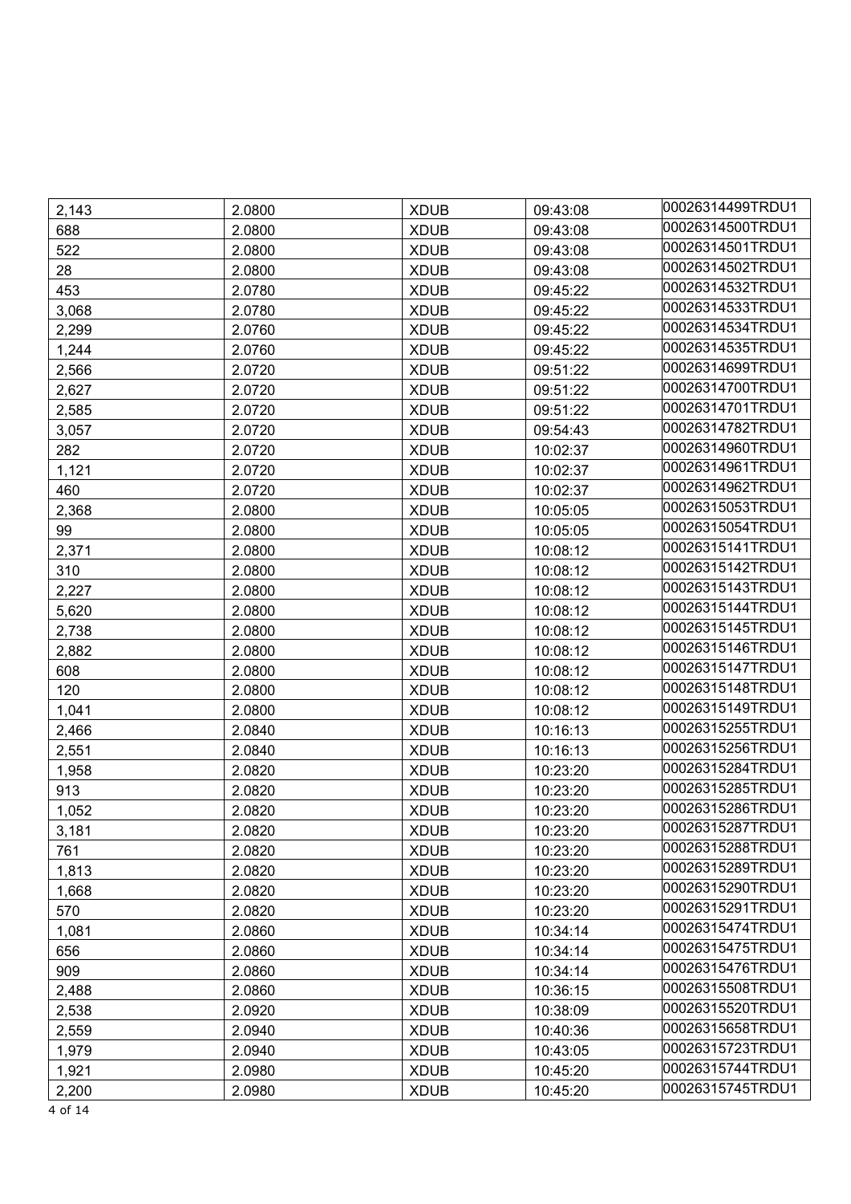| | | | | |
|---|---|---|---|---|
| 2,143 | 2.0800 | XDUB | 09:43:08 | 00026314499TRDU1 |
| 688 | 2.0800 | XDUB | 09:43:08 | 00026314500TRDU1 |
| 522 | 2.0800 | XDUB | 09:43:08 | 00026314501TRDU1 |
| 28 | 2.0800 | XDUB | 09:43:08 | 00026314502TRDU1 |
| 453 | 2.0780 | XDUB | 09:45:22 | 00026314532TRDU1 |
| 3,068 | 2.0780 | XDUB | 09:45:22 | 00026314533TRDU1 |
| 2,299 | 2.0760 | XDUB | 09:45:22 | 00026314534TRDU1 |
| 1,244 | 2.0760 | XDUB | 09:45:22 | 00026314535TRDU1 |
| 2,566 | 2.0720 | XDUB | 09:51:22 | 00026314699TRDU1 |
| 2,627 | 2.0720 | XDUB | 09:51:22 | 00026314700TRDU1 |
| 2,585 | 2.0720 | XDUB | 09:51:22 | 00026314701TRDU1 |
| 3,057 | 2.0720 | XDUB | 09:54:43 | 00026314782TRDU1 |
| 282 | 2.0720 | XDUB | 10:02:37 | 00026314960TRDU1 |
| 1,121 | 2.0720 | XDUB | 10:02:37 | 00026314961TRDU1 |
| 460 | 2.0720 | XDUB | 10:02:37 | 00026314962TRDU1 |
| 2,368 | 2.0800 | XDUB | 10:05:05 | 00026315053TRDU1 |
| 99 | 2.0800 | XDUB | 10:05:05 | 00026315054TRDU1 |
| 2,371 | 2.0800 | XDUB | 10:08:12 | 00026315141TRDU1 |
| 310 | 2.0800 | XDUB | 10:08:12 | 00026315142TRDU1 |
| 2,227 | 2.0800 | XDUB | 10:08:12 | 00026315143TRDU1 |
| 5,620 | 2.0800 | XDUB | 10:08:12 | 00026315144TRDU1 |
| 2,738 | 2.0800 | XDUB | 10:08:12 | 00026315145TRDU1 |
| 2,882 | 2.0800 | XDUB | 10:08:12 | 00026315146TRDU1 |
| 608 | 2.0800 | XDUB | 10:08:12 | 00026315147TRDU1 |
| 120 | 2.0800 | XDUB | 10:08:12 | 00026315148TRDU1 |
| 1,041 | 2.0800 | XDUB | 10:08:12 | 00026315149TRDU1 |
| 2,466 | 2.0840 | XDUB | 10:16:13 | 00026315255TRDU1 |
| 2,551 | 2.0840 | XDUB | 10:16:13 | 00026315256TRDU1 |
| 1,958 | 2.0820 | XDUB | 10:23:20 | 00026315284TRDU1 |
| 913 | 2.0820 | XDUB | 10:23:20 | 00026315285TRDU1 |
| 1,052 | 2.0820 | XDUB | 10:23:20 | 00026315286TRDU1 |
| 3,181 | 2.0820 | XDUB | 10:23:20 | 00026315287TRDU1 |
| 761 | 2.0820 | XDUB | 10:23:20 | 00026315288TRDU1 |
| 1,813 | 2.0820 | XDUB | 10:23:20 | 00026315289TRDU1 |
| 1,668 | 2.0820 | XDUB | 10:23:20 | 00026315290TRDU1 |
| 570 | 2.0820 | XDUB | 10:23:20 | 00026315291TRDU1 |
| 1,081 | 2.0860 | XDUB | 10:34:14 | 00026315474TRDU1 |
| 656 | 2.0860 | XDUB | 10:34:14 | 00026315475TRDU1 |
| 909 | 2.0860 | XDUB | 10:34:14 | 00026315476TRDU1 |
| 2,488 | 2.0860 | XDUB | 10:36:15 | 00026315508TRDU1 |
| 2,538 | 2.0920 | XDUB | 10:38:09 | 00026315520TRDU1 |
| 2,559 | 2.0940 | XDUB | 10:40:36 | 00026315658TRDU1 |
| 1,979 | 2.0940 | XDUB | 10:43:05 | 00026315723TRDU1 |
| 1,921 | 2.0980 | XDUB | 10:45:20 | 00026315744TRDU1 |
| 2,200 | 2.0980 | XDUB | 10:45:20 | 00026315745TRDU1 |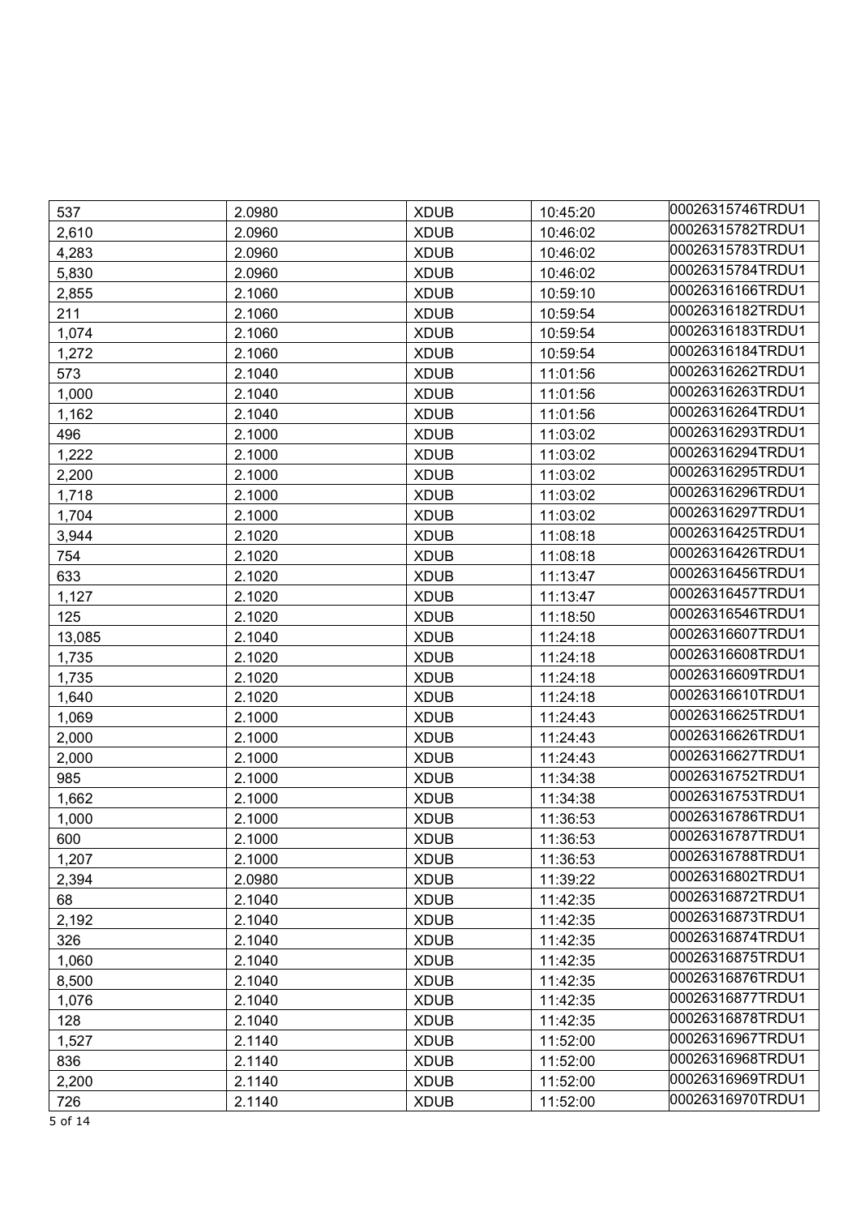| | | | | |
|---|---|---|---|---|
| 537 | 2.0980 | XDUB | 10:45:20 | 00026315746TRDU1 |
| 2,610 | 2.0960 | XDUB | 10:46:02 | 00026315782TRDU1 |
| 4,283 | 2.0960 | XDUB | 10:46:02 | 00026315783TRDU1 |
| 5,830 | 2.0960 | XDUB | 10:46:02 | 00026315784TRDU1 |
| 2,855 | 2.1060 | XDUB | 10:59:10 | 00026316166TRDU1 |
| 211 | 2.1060 | XDUB | 10:59:54 | 00026316182TRDU1 |
| 1,074 | 2.1060 | XDUB | 10:59:54 | 00026316183TRDU1 |
| 1,272 | 2.1060 | XDUB | 10:59:54 | 00026316184TRDU1 |
| 573 | 2.1040 | XDUB | 11:01:56 | 00026316262TRDU1 |
| 1,000 | 2.1040 | XDUB | 11:01:56 | 00026316263TRDU1 |
| 1,162 | 2.1040 | XDUB | 11:01:56 | 00026316264TRDU1 |
| 496 | 2.1000 | XDUB | 11:03:02 | 00026316293TRDU1 |
| 1,222 | 2.1000 | XDUB | 11:03:02 | 00026316294TRDU1 |
| 2,200 | 2.1000 | XDUB | 11:03:02 | 00026316295TRDU1 |
| 1,718 | 2.1000 | XDUB | 11:03:02 | 00026316296TRDU1 |
| 1,704 | 2.1000 | XDUB | 11:03:02 | 00026316297TRDU1 |
| 3,944 | 2.1020 | XDUB | 11:08:18 | 00026316425TRDU1 |
| 754 | 2.1020 | XDUB | 11:08:18 | 00026316426TRDU1 |
| 633 | 2.1020 | XDUB | 11:13:47 | 00026316456TRDU1 |
| 1,127 | 2.1020 | XDUB | 11:13:47 | 00026316457TRDU1 |
| 125 | 2.1020 | XDUB | 11:18:50 | 00026316546TRDU1 |
| 13,085 | 2.1040 | XDUB | 11:24:18 | 00026316607TRDU1 |
| 1,735 | 2.1020 | XDUB | 11:24:18 | 00026316608TRDU1 |
| 1,735 | 2.1020 | XDUB | 11:24:18 | 00026316609TRDU1 |
| 1,640 | 2.1020 | XDUB | 11:24:18 | 00026316610TRDU1 |
| 1,069 | 2.1000 | XDUB | 11:24:43 | 00026316625TRDU1 |
| 2,000 | 2.1000 | XDUB | 11:24:43 | 00026316626TRDU1 |
| 2,000 | 2.1000 | XDUB | 11:24:43 | 00026316627TRDU1 |
| 985 | 2.1000 | XDUB | 11:34:38 | 00026316752TRDU1 |
| 1,662 | 2.1000 | XDUB | 11:34:38 | 00026316753TRDU1 |
| 1,000 | 2.1000 | XDUB | 11:36:53 | 00026316786TRDU1 |
| 600 | 2.1000 | XDUB | 11:36:53 | 00026316787TRDU1 |
| 1,207 | 2.1000 | XDUB | 11:36:53 | 00026316788TRDU1 |
| 2,394 | 2.0980 | XDUB | 11:39:22 | 00026316802TRDU1 |
| 68 | 2.1040 | XDUB | 11:42:35 | 00026316872TRDU1 |
| 2,192 | 2.1040 | XDUB | 11:42:35 | 00026316873TRDU1 |
| 326 | 2.1040 | XDUB | 11:42:35 | 00026316874TRDU1 |
| 1,060 | 2.1040 | XDUB | 11:42:35 | 00026316875TRDU1 |
| 8,500 | 2.1040 | XDUB | 11:42:35 | 00026316876TRDU1 |
| 1,076 | 2.1040 | XDUB | 11:42:35 | 00026316877TRDU1 |
| 128 | 2.1040 | XDUB | 11:42:35 | 00026316878TRDU1 |
| 1,527 | 2.1140 | XDUB | 11:52:00 | 00026316967TRDU1 |
| 836 | 2.1140 | XDUB | 11:52:00 | 00026316968TRDU1 |
| 2,200 | 2.1140 | XDUB | 11:52:00 | 00026316969TRDU1 |
| 726 | 2.1140 | XDUB | 11:52:00 | 00026316970TRDU1 |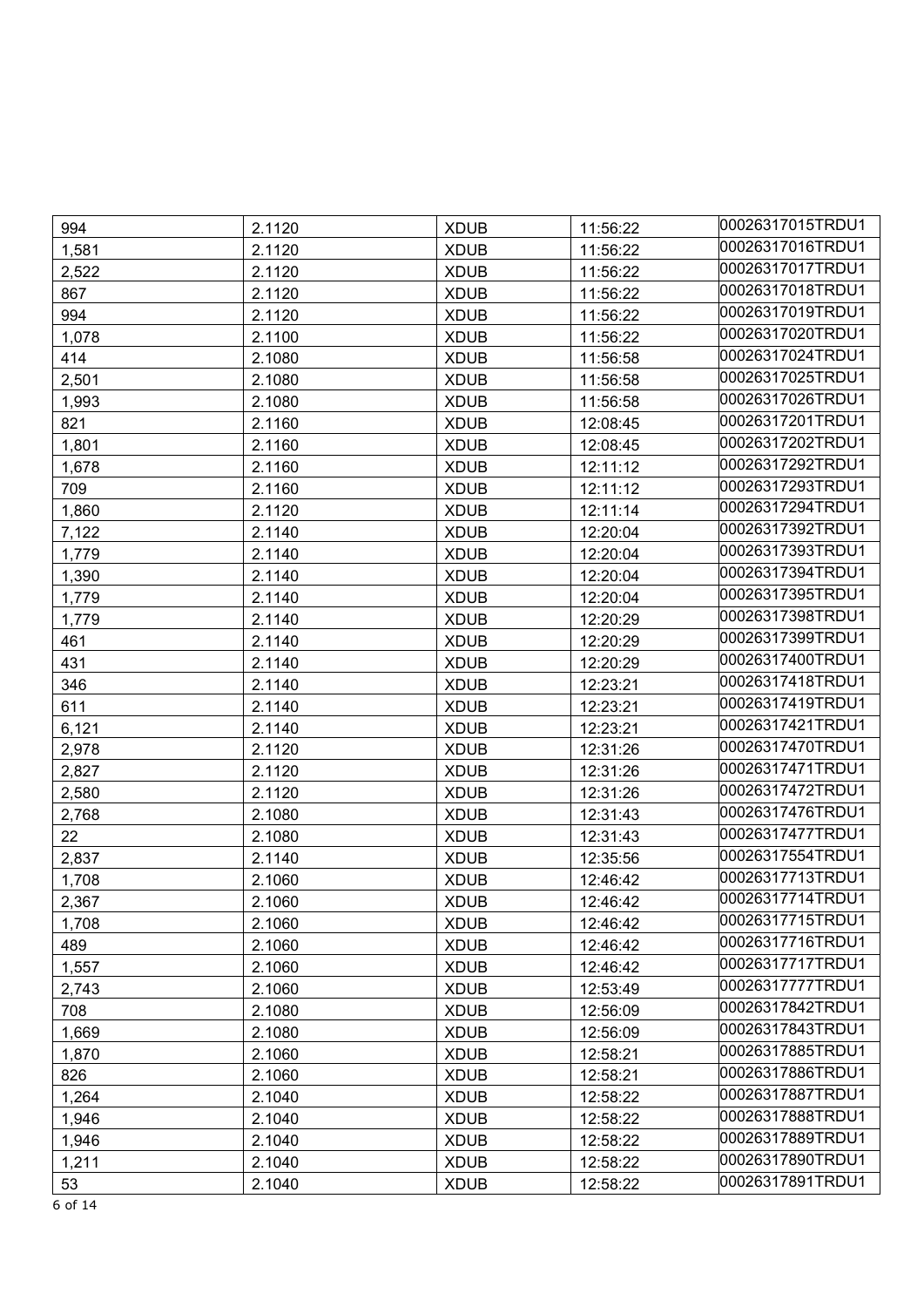| 994 | 2.1120 | XDUB | 11:56:22 | 00026317015TRDU1 |
|---|---|---|---|---|
| 1,581 | 2.1120 | XDUB | 11:56:22 | 00026317016TRDU1 |
| 2,522 | 2.1120 | XDUB | 11:56:22 | 00026317017TRDU1 |
| 867 | 2.1120 | XDUB | 11:56:22 | 00026317018TRDU1 |
| 994 | 2.1120 | XDUB | 11:56:22 | 00026317019TRDU1 |
| 1,078 | 2.1100 | XDUB | 11:56:22 | 00026317020TRDU1 |
| 414 | 2.1080 | XDUB | 11:56:58 | 00026317024TRDU1 |
| 2,501 | 2.1080 | XDUB | 11:56:58 | 00026317025TRDU1 |
| 1,993 | 2.1080 | XDUB | 11:56:58 | 00026317026TRDU1 |
| 821 | 2.1160 | XDUB | 12:08:45 | 00026317201TRDU1 |
| 1,801 | 2.1160 | XDUB | 12:08:45 | 00026317202TRDU1 |
| 1,678 | 2.1160 | XDUB | 12:11:12 | 00026317292TRDU1 |
| 709 | 2.1160 | XDUB | 12:11:12 | 00026317293TRDU1 |
| 1,860 | 2.1120 | XDUB | 12:11:14 | 00026317294TRDU1 |
| 7,122 | 2.1140 | XDUB | 12:20:04 | 00026317392TRDU1 |
| 1,779 | 2.1140 | XDUB | 12:20:04 | 00026317393TRDU1 |
| 1,390 | 2.1140 | XDUB | 12:20:04 | 00026317394TRDU1 |
| 1,779 | 2.1140 | XDUB | 12:20:04 | 00026317395TRDU1 |
| 1,779 | 2.1140 | XDUB | 12:20:29 | 00026317398TRDU1 |
| 461 | 2.1140 | XDUB | 12:20:29 | 00026317399TRDU1 |
| 431 | 2.1140 | XDUB | 12:20:29 | 00026317400TRDU1 |
| 346 | 2.1140 | XDUB | 12:23:21 | 00026317418TRDU1 |
| 611 | 2.1140 | XDUB | 12:23:21 | 00026317419TRDU1 |
| 6,121 | 2.1140 | XDUB | 12:23:21 | 00026317421TRDU1 |
| 2,978 | 2.1120 | XDUB | 12:31:26 | 00026317470TRDU1 |
| 2,827 | 2.1120 | XDUB | 12:31:26 | 00026317471TRDU1 |
| 2,580 | 2.1120 | XDUB | 12:31:26 | 00026317472TRDU1 |
| 2,768 | 2.1080 | XDUB | 12:31:43 | 00026317476TRDU1 |
| 22 | 2.1080 | XDUB | 12:31:43 | 00026317477TRDU1 |
| 2,837 | 2.1140 | XDUB | 12:35:56 | 00026317554TRDU1 |
| 1,708 | 2.1060 | XDUB | 12:46:42 | 00026317713TRDU1 |
| 2,367 | 2.1060 | XDUB | 12:46:42 | 00026317714TRDU1 |
| 1,708 | 2.1060 | XDUB | 12:46:42 | 00026317715TRDU1 |
| 489 | 2.1060 | XDUB | 12:46:42 | 00026317716TRDU1 |
| 1,557 | 2.1060 | XDUB | 12:46:42 | 00026317717TRDU1 |
| 2,743 | 2.1060 | XDUB | 12:53:49 | 00026317777TRDU1 |
| 708 | 2.1080 | XDUB | 12:56:09 | 00026317842TRDU1 |
| 1,669 | 2.1080 | XDUB | 12:56:09 | 00026317843TRDU1 |
| 1,870 | 2.1060 | XDUB | 12:58:21 | 00026317885TRDU1 |
| 826 | 2.1060 | XDUB | 12:58:21 | 00026317886TRDU1 |
| 1,264 | 2.1040 | XDUB | 12:58:22 | 00026317887TRDU1 |
| 1,946 | 2.1040 | XDUB | 12:58:22 | 00026317888TRDU1 |
| 1,946 | 2.1040 | XDUB | 12:58:22 | 00026317889TRDU1 |
| 1,211 | 2.1040 | XDUB | 12:58:22 | 00026317890TRDU1 |
| 53 | 2.1040 | XDUB | 12:58:22 | 00026317891TRDU1 |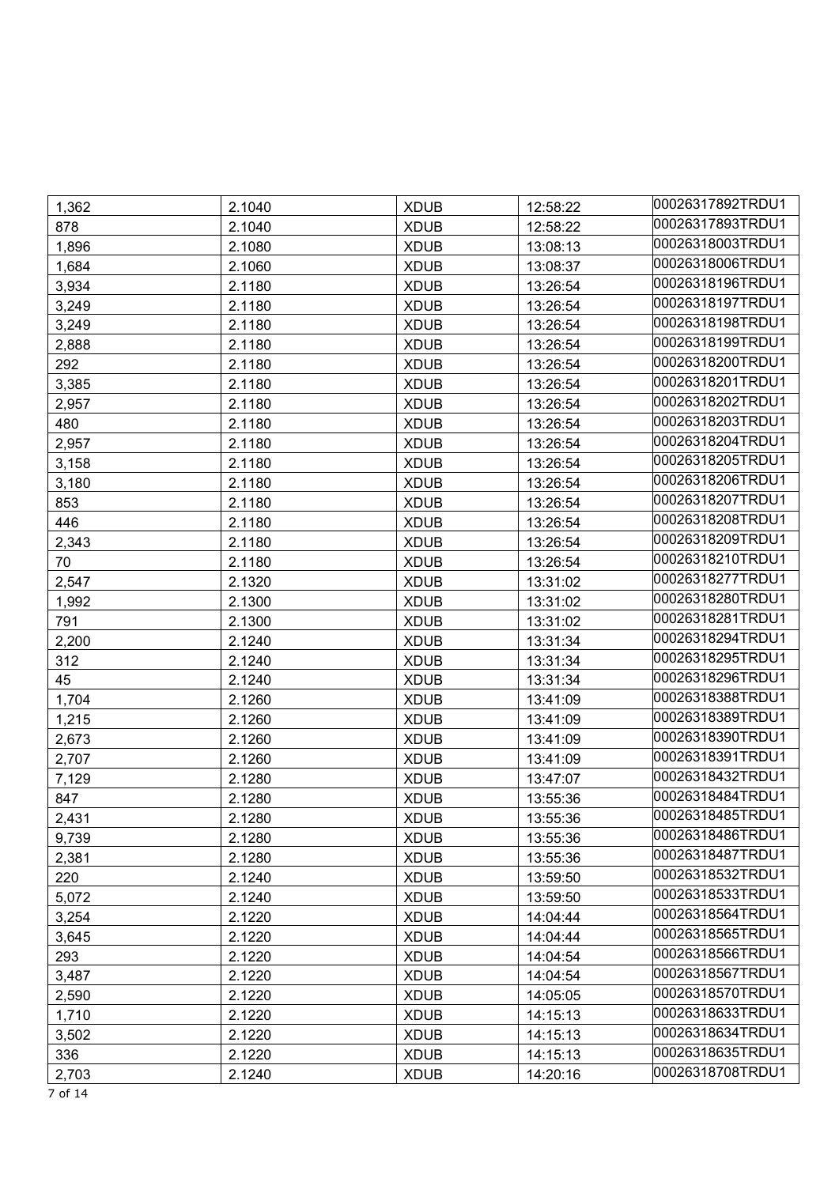| 1,362 | 2.1040 | XDUB | 12:58:22 | 00026317892TRDU1 |
|---|---|---|---|---|
| 878 | 2.1040 | XDUB | 12:58:22 | 00026317893TRDU1 |
| 1,896 | 2.1080 | XDUB | 13:08:13 | 00026318003TRDU1 |
| 1,684 | 2.1060 | XDUB | 13:08:37 | 00026318006TRDU1 |
| 3,934 | 2.1180 | XDUB | 13:26:54 | 00026318196TRDU1 |
| 3,249 | 2.1180 | XDUB | 13:26:54 | 00026318197TRDU1 |
| 3,249 | 2.1180 | XDUB | 13:26:54 | 00026318198TRDU1 |
| 2,888 | 2.1180 | XDUB | 13:26:54 | 00026318199TRDU1 |
| 292 | 2.1180 | XDUB | 13:26:54 | 00026318200TRDU1 |
| 3,385 | 2.1180 | XDUB | 13:26:54 | 00026318201TRDU1 |
| 2,957 | 2.1180 | XDUB | 13:26:54 | 00026318202TRDU1 |
| 480 | 2.1180 | XDUB | 13:26:54 | 00026318203TRDU1 |
| 2,957 | 2.1180 | XDUB | 13:26:54 | 00026318204TRDU1 |
| 3,158 | 2.1180 | XDUB | 13:26:54 | 00026318205TRDU1 |
| 3,180 | 2.1180 | XDUB | 13:26:54 | 00026318206TRDU1 |
| 853 | 2.1180 | XDUB | 13:26:54 | 00026318207TRDU1 |
| 446 | 2.1180 | XDUB | 13:26:54 | 00026318208TRDU1 |
| 2,343 | 2.1180 | XDUB | 13:26:54 | 00026318209TRDU1 |
| 70 | 2.1180 | XDUB | 13:26:54 | 00026318210TRDU1 |
| 2,547 | 2.1320 | XDUB | 13:31:02 | 00026318277TRDU1 |
| 1,992 | 2.1300 | XDUB | 13:31:02 | 00026318280TRDU1 |
| 791 | 2.1300 | XDUB | 13:31:02 | 00026318281TRDU1 |
| 2,200 | 2.1240 | XDUB | 13:31:34 | 00026318294TRDU1 |
| 312 | 2.1240 | XDUB | 13:31:34 | 00026318295TRDU1 |
| 45 | 2.1240 | XDUB | 13:31:34 | 00026318296TRDU1 |
| 1,704 | 2.1260 | XDUB | 13:41:09 | 00026318388TRDU1 |
| 1,215 | 2.1260 | XDUB | 13:41:09 | 00026318389TRDU1 |
| 2,673 | 2.1260 | XDUB | 13:41:09 | 00026318390TRDU1 |
| 2,707 | 2.1260 | XDUB | 13:41:09 | 00026318391TRDU1 |
| 7,129 | 2.1280 | XDUB | 13:47:07 | 00026318432TRDU1 |
| 847 | 2.1280 | XDUB | 13:55:36 | 00026318484TRDU1 |
| 2,431 | 2.1280 | XDUB | 13:55:36 | 00026318485TRDU1 |
| 9,739 | 2.1280 | XDUB | 13:55:36 | 00026318486TRDU1 |
| 2,381 | 2.1280 | XDUB | 13:55:36 | 00026318487TRDU1 |
| 220 | 2.1240 | XDUB | 13:59:50 | 00026318532TRDU1 |
| 5,072 | 2.1240 | XDUB | 13:59:50 | 00026318533TRDU1 |
| 3,254 | 2.1220 | XDUB | 14:04:44 | 00026318564TRDU1 |
| 3,645 | 2.1220 | XDUB | 14:04:44 | 00026318565TRDU1 |
| 293 | 2.1220 | XDUB | 14:04:54 | 00026318566TRDU1 |
| 3,487 | 2.1220 | XDUB | 14:04:54 | 00026318567TRDU1 |
| 2,590 | 2.1220 | XDUB | 14:05:05 | 00026318570TRDU1 |
| 1,710 | 2.1220 | XDUB | 14:15:13 | 00026318633TRDU1 |
| 3,502 | 2.1220 | XDUB | 14:15:13 | 00026318634TRDU1 |
| 336 | 2.1220 | XDUB | 14:15:13 | 00026318635TRDU1 |
| 2,703 | 2.1240 | XDUB | 14:20:16 | 00026318708TRDU1 |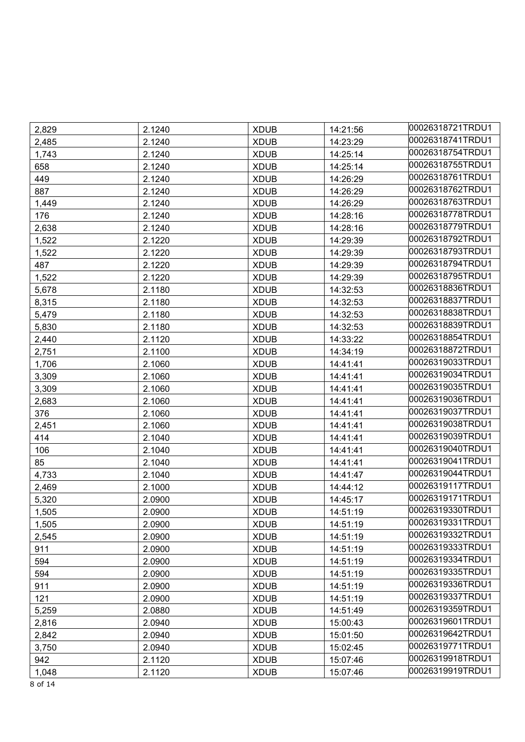| | | | | |
|---|---|---|---|---|
| 2,829 | 2.1240 | XDUB | 14:21:56 | 00026318721TRDU1 |
| 2,485 | 2.1240 | XDUB | 14:23:29 | 00026318741TRDU1 |
| 1,743 | 2.1240 | XDUB | 14:25:14 | 00026318754TRDU1 |
| 658 | 2.1240 | XDUB | 14:25:14 | 00026318755TRDU1 |
| 449 | 2.1240 | XDUB | 14:26:29 | 00026318761TRDU1 |
| 887 | 2.1240 | XDUB | 14:26:29 | 00026318762TRDU1 |
| 1,449 | 2.1240 | XDUB | 14:26:29 | 00026318763TRDU1 |
| 176 | 2.1240 | XDUB | 14:28:16 | 00026318778TRDU1 |
| 2,638 | 2.1240 | XDUB | 14:28:16 | 00026318779TRDU1 |
| 1,522 | 2.1220 | XDUB | 14:29:39 | 00026318792TRDU1 |
| 1,522 | 2.1220 | XDUB | 14:29:39 | 00026318793TRDU1 |
| 487 | 2.1220 | XDUB | 14:29:39 | 00026318794TRDU1 |
| 1,522 | 2.1220 | XDUB | 14:29:39 | 00026318795TRDU1 |
| 5,678 | 2.1180 | XDUB | 14:32:53 | 00026318836TRDU1 |
| 8,315 | 2.1180 | XDUB | 14:32:53 | 00026318837TRDU1 |
| 5,479 | 2.1180 | XDUB | 14:32:53 | 00026318838TRDU1 |
| 5,830 | 2.1180 | XDUB | 14:32:53 | 00026318839TRDU1 |
| 2,440 | 2.1120 | XDUB | 14:33:22 | 00026318854TRDU1 |
| 2,751 | 2.1100 | XDUB | 14:34:19 | 00026318872TRDU1 |
| 1,706 | 2.1060 | XDUB | 14:41:41 | 00026319033TRDU1 |
| 3,309 | 2.1060 | XDUB | 14:41:41 | 00026319034TRDU1 |
| 3,309 | 2.1060 | XDUB | 14:41:41 | 00026319035TRDU1 |
| 2,683 | 2.1060 | XDUB | 14:41:41 | 00026319036TRDU1 |
| 376 | 2.1060 | XDUB | 14:41:41 | 00026319037TRDU1 |
| 2,451 | 2.1060 | XDUB | 14:41:41 | 00026319038TRDU1 |
| 414 | 2.1040 | XDUB | 14:41:41 | 00026319039TRDU1 |
| 106 | 2.1040 | XDUB | 14:41:41 | 00026319040TRDU1 |
| 85 | 2.1040 | XDUB | 14:41:41 | 00026319041TRDU1 |
| 4,733 | 2.1040 | XDUB | 14:41:47 | 00026319044TRDU1 |
| 2,469 | 2.1000 | XDUB | 14:44:12 | 00026319117TRDU1 |
| 5,320 | 2.0900 | XDUB | 14:45:17 | 00026319171TRDU1 |
| 1,505 | 2.0900 | XDUB | 14:51:19 | 00026319330TRDU1 |
| 1,505 | 2.0900 | XDUB | 14:51:19 | 00026319331TRDU1 |
| 2,545 | 2.0900 | XDUB | 14:51:19 | 00026319332TRDU1 |
| 911 | 2.0900 | XDUB | 14:51:19 | 00026319333TRDU1 |
| 594 | 2.0900 | XDUB | 14:51:19 | 00026319334TRDU1 |
| 594 | 2.0900 | XDUB | 14:51:19 | 00026319335TRDU1 |
| 911 | 2.0900 | XDUB | 14:51:19 | 00026319336TRDU1 |
| 121 | 2.0900 | XDUB | 14:51:19 | 00026319337TRDU1 |
| 5,259 | 2.0880 | XDUB | 14:51:49 | 00026319359TRDU1 |
| 2,816 | 2.0940 | XDUB | 15:00:43 | 00026319601TRDU1 |
| 2,842 | 2.0940 | XDUB | 15:01:50 | 00026319642TRDU1 |
| 3,750 | 2.0940 | XDUB | 15:02:45 | 00026319771TRDU1 |
| 942 | 2.1120 | XDUB | 15:07:46 | 00026319918TRDU1 |
| 1,048 | 2.1120 | XDUB | 15:07:46 | 00026319919TRDU1 |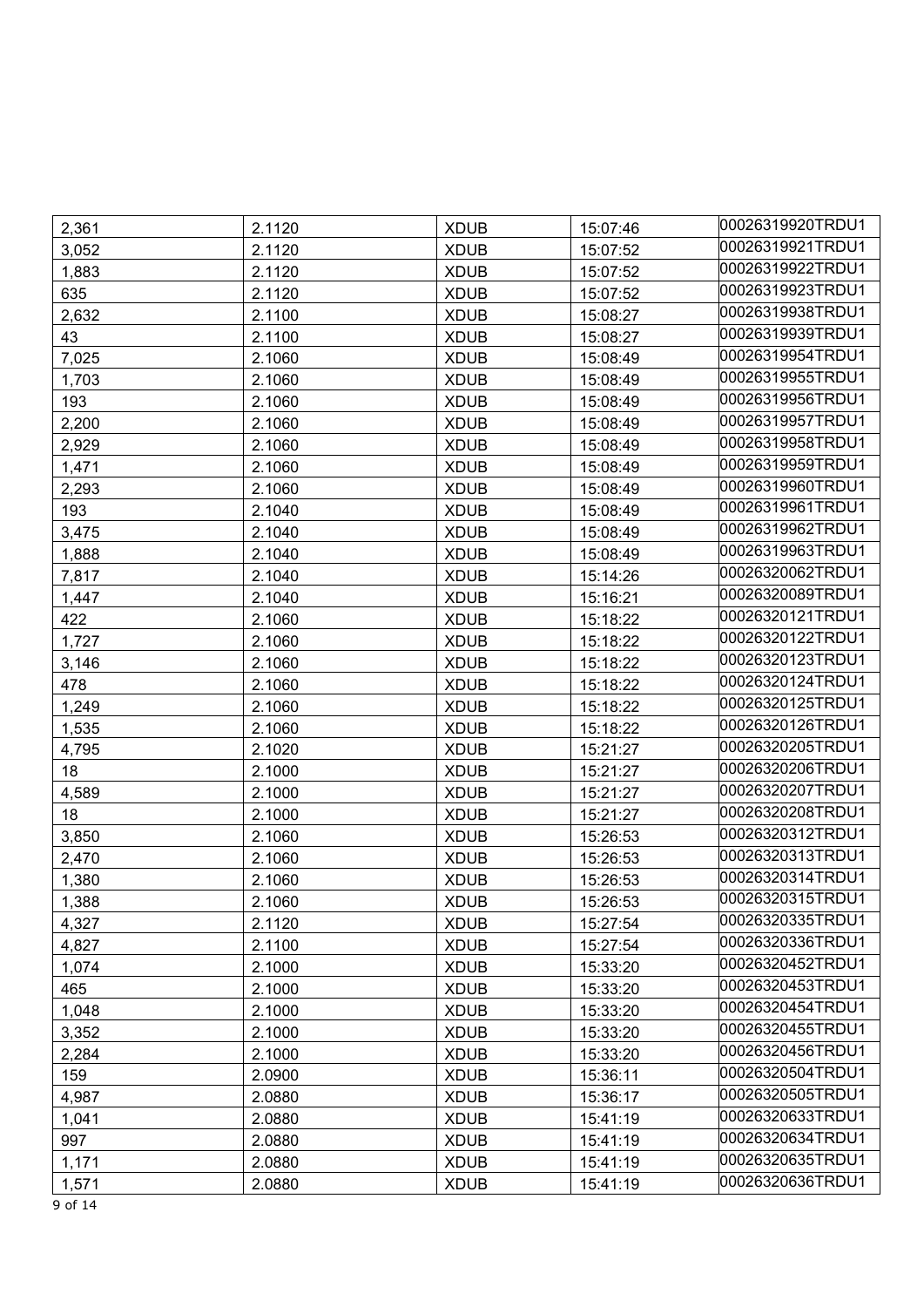| 2,361 | 2.1120 | XDUB | 15:07:46 | 00026319920TRDU1 |
|---|---|---|---|---|
| 3,052 | 2.1120 | XDUB | 15:07:52 | 00026319921TRDU1 |
| 1,883 | 2.1120 | XDUB | 15:07:52 | 00026319922TRDU1 |
| 635 | 2.1120 | XDUB | 15:07:52 | 00026319923TRDU1 |
| 2,632 | 2.1100 | XDUB | 15:08:27 | 00026319938TRDU1 |
| 43 | 2.1100 | XDUB | 15:08:27 | 00026319939TRDU1 |
| 7,025 | 2.1060 | XDUB | 15:08:49 | 00026319954TRDU1 |
| 1,703 | 2.1060 | XDUB | 15:08:49 | 00026319955TRDU1 |
| 193 | 2.1060 | XDUB | 15:08:49 | 00026319956TRDU1 |
| 2,200 | 2.1060 | XDUB | 15:08:49 | 00026319957TRDU1 |
| 2,929 | 2.1060 | XDUB | 15:08:49 | 00026319958TRDU1 |
| 1,471 | 2.1060 | XDUB | 15:08:49 | 00026319959TRDU1 |
| 2,293 | 2.1060 | XDUB | 15:08:49 | 00026319960TRDU1 |
| 193 | 2.1040 | XDUB | 15:08:49 | 00026319961TRDU1 |
| 3,475 | 2.1040 | XDUB | 15:08:49 | 00026319962TRDU1 |
| 1,888 | 2.1040 | XDUB | 15:08:49 | 00026319963TRDU1 |
| 7,817 | 2.1040 | XDUB | 15:14:26 | 00026320062TRDU1 |
| 1,447 | 2.1040 | XDUB | 15:16:21 | 00026320089TRDU1 |
| 422 | 2.1060 | XDUB | 15:18:22 | 00026320121TRDU1 |
| 1,727 | 2.1060 | XDUB | 15:18:22 | 00026320122TRDU1 |
| 3,146 | 2.1060 | XDUB | 15:18:22 | 00026320123TRDU1 |
| 478 | 2.1060 | XDUB | 15:18:22 | 00026320124TRDU1 |
| 1,249 | 2.1060 | XDUB | 15:18:22 | 00026320125TRDU1 |
| 1,535 | 2.1060 | XDUB | 15:18:22 | 00026320126TRDU1 |
| 4,795 | 2.1020 | XDUB | 15:21:27 | 00026320205TRDU1 |
| 18 | 2.1000 | XDUB | 15:21:27 | 00026320206TRDU1 |
| 4,589 | 2.1000 | XDUB | 15:21:27 | 00026320207TRDU1 |
| 18 | 2.1000 | XDUB | 15:21:27 | 00026320208TRDU1 |
| 3,850 | 2.1060 | XDUB | 15:26:53 | 00026320312TRDU1 |
| 2,470 | 2.1060 | XDUB | 15:26:53 | 00026320313TRDU1 |
| 1,380 | 2.1060 | XDUB | 15:26:53 | 00026320314TRDU1 |
| 1,388 | 2.1060 | XDUB | 15:26:53 | 00026320315TRDU1 |
| 4,327 | 2.1120 | XDUB | 15:27:54 | 00026320335TRDU1 |
| 4,827 | 2.1100 | XDUB | 15:27:54 | 00026320336TRDU1 |
| 1,074 | 2.1000 | XDUB | 15:33:20 | 00026320452TRDU1 |
| 465 | 2.1000 | XDUB | 15:33:20 | 00026320453TRDU1 |
| 1,048 | 2.1000 | XDUB | 15:33:20 | 00026320454TRDU1 |
| 3,352 | 2.1000 | XDUB | 15:33:20 | 00026320455TRDU1 |
| 2,284 | 2.1000 | XDUB | 15:33:20 | 00026320456TRDU1 |
| 159 | 2.0900 | XDUB | 15:36:11 | 00026320504TRDU1 |
| 4,987 | 2.0880 | XDUB | 15:36:17 | 00026320505TRDU1 |
| 1,041 | 2.0880 | XDUB | 15:41:19 | 00026320633TRDU1 |
| 997 | 2.0880 | XDUB | 15:41:19 | 00026320634TRDU1 |
| 1,171 | 2.0880 | XDUB | 15:41:19 | 00026320635TRDU1 |
| 1,571 | 2.0880 | XDUB | 15:41:19 | 00026320636TRDU1 |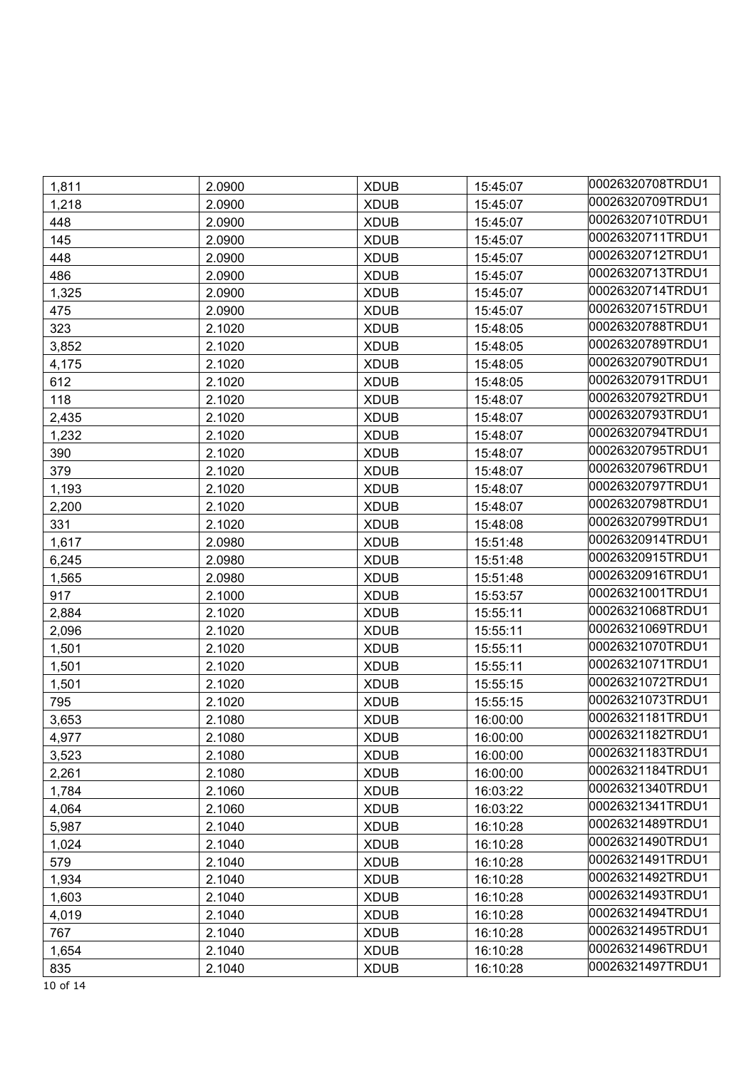| 1,811 | 2.0900 | XDUB | 15:45:07 | 00026320708TRDU1 |
|---|---|---|---|---|
| 1,218 | 2.0900 | XDUB | 15:45:07 | 00026320709TRDU1 |
| 448 | 2.0900 | XDUB | 15:45:07 | 00026320710TRDU1 |
| 145 | 2.0900 | XDUB | 15:45:07 | 00026320711TRDU1 |
| 448 | 2.0900 | XDUB | 15:45:07 | 00026320712TRDU1 |
| 486 | 2.0900 | XDUB | 15:45:07 | 00026320713TRDU1 |
| 1,325 | 2.0900 | XDUB | 15:45:07 | 00026320714TRDU1 |
| 475 | 2.0900 | XDUB | 15:45:07 | 00026320715TRDU1 |
| 323 | 2.1020 | XDUB | 15:48:05 | 00026320788TRDU1 |
| 3,852 | 2.1020 | XDUB | 15:48:05 | 00026320789TRDU1 |
| 4,175 | 2.1020 | XDUB | 15:48:05 | 00026320790TRDU1 |
| 612 | 2.1020 | XDUB | 15:48:05 | 00026320791TRDU1 |
| 118 | 2.1020 | XDUB | 15:48:07 | 00026320792TRDU1 |
| 2,435 | 2.1020 | XDUB | 15:48:07 | 00026320793TRDU1 |
| 1,232 | 2.1020 | XDUB | 15:48:07 | 00026320794TRDU1 |
| 390 | 2.1020 | XDUB | 15:48:07 | 00026320795TRDU1 |
| 379 | 2.1020 | XDUB | 15:48:07 | 00026320796TRDU1 |
| 1,193 | 2.1020 | XDUB | 15:48:07 | 00026320797TRDU1 |
| 2,200 | 2.1020 | XDUB | 15:48:07 | 00026320798TRDU1 |
| 331 | 2.1020 | XDUB | 15:48:08 | 00026320799TRDU1 |
| 1,617 | 2.0980 | XDUB | 15:51:48 | 00026320914TRDU1 |
| 6,245 | 2.0980 | XDUB | 15:51:48 | 00026320915TRDU1 |
| 1,565 | 2.0980 | XDUB | 15:51:48 | 00026320916TRDU1 |
| 917 | 2.1000 | XDUB | 15:53:57 | 00026321001TRDU1 |
| 2,884 | 2.1020 | XDUB | 15:55:11 | 00026321068TRDU1 |
| 2,096 | 2.1020 | XDUB | 15:55:11 | 00026321069TRDU1 |
| 1,501 | 2.1020 | XDUB | 15:55:11 | 00026321070TRDU1 |
| 1,501 | 2.1020 | XDUB | 15:55:11 | 00026321071TRDU1 |
| 1,501 | 2.1020 | XDUB | 15:55:15 | 00026321072TRDU1 |
| 795 | 2.1020 | XDUB | 15:55:15 | 00026321073TRDU1 |
| 3,653 | 2.1080 | XDUB | 16:00:00 | 00026321181TRDU1 |
| 4,977 | 2.1080 | XDUB | 16:00:00 | 00026321182TRDU1 |
| 3,523 | 2.1080 | XDUB | 16:00:00 | 00026321183TRDU1 |
| 2,261 | 2.1080 | XDUB | 16:00:00 | 00026321184TRDU1 |
| 1,784 | 2.1060 | XDUB | 16:03:22 | 00026321340TRDU1 |
| 4,064 | 2.1060 | XDUB | 16:03:22 | 00026321341TRDU1 |
| 5,987 | 2.1040 | XDUB | 16:10:28 | 00026321489TRDU1 |
| 1,024 | 2.1040 | XDUB | 16:10:28 | 00026321490TRDU1 |
| 579 | 2.1040 | XDUB | 16:10:28 | 00026321491TRDU1 |
| 1,934 | 2.1040 | XDUB | 16:10:28 | 00026321492TRDU1 |
| 1,603 | 2.1040 | XDUB | 16:10:28 | 00026321493TRDU1 |
| 4,019 | 2.1040 | XDUB | 16:10:28 | 00026321494TRDU1 |
| 767 | 2.1040 | XDUB | 16:10:28 | 00026321495TRDU1 |
| 1,654 | 2.1040 | XDUB | 16:10:28 | 00026321496TRDU1 |
| 835 | 2.1040 | XDUB | 16:10:28 | 00026321497TRDU1 |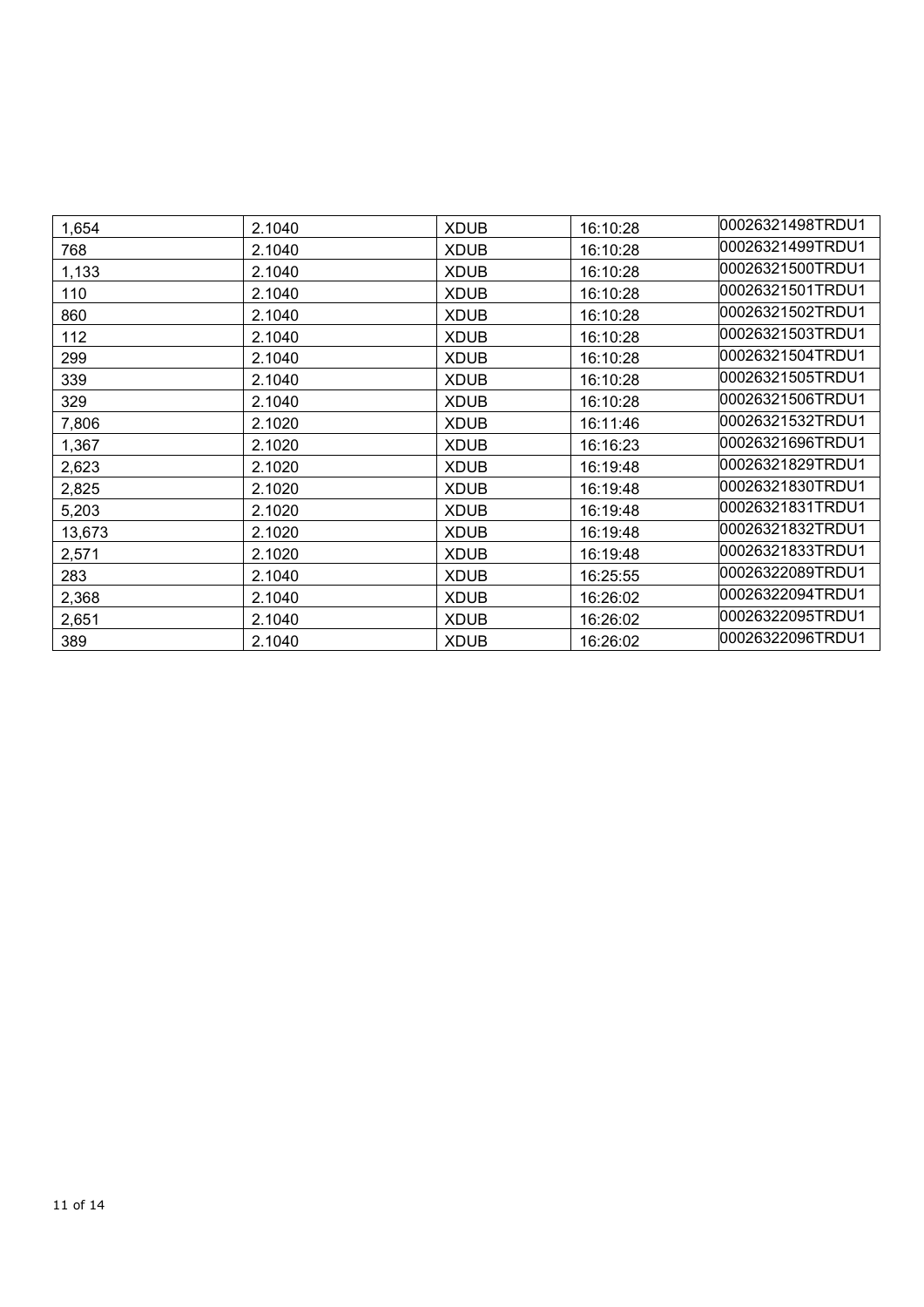| | | | | |
|---|---|---|---|---|
| 1,654 | 2.1040 | XDUB | 16:10:28 | 00026321498TRDU1 |
| 768 | 2.1040 | XDUB | 16:10:28 | 00026321499TRDU1 |
| 1,133 | 2.1040 | XDUB | 16:10:28 | 00026321500TRDU1 |
| 110 | 2.1040 | XDUB | 16:10:28 | 00026321501TRDU1 |
| 860 | 2.1040 | XDUB | 16:10:28 | 00026321502TRDU1 |
| 112 | 2.1040 | XDUB | 16:10:28 | 00026321503TRDU1 |
| 299 | 2.1040 | XDUB | 16:10:28 | 00026321504TRDU1 |
| 339 | 2.1040 | XDUB | 16:10:28 | 00026321505TRDU1 |
| 329 | 2.1040 | XDUB | 16:10:28 | 00026321506TRDU1 |
| 7,806 | 2.1020 | XDUB | 16:11:46 | 00026321532TRDU1 |
| 1,367 | 2.1020 | XDUB | 16:16:23 | 00026321696TRDU1 |
| 2,623 | 2.1020 | XDUB | 16:19:48 | 00026321829TRDU1 |
| 2,825 | 2.1020 | XDUB | 16:19:48 | 00026321830TRDU1 |
| 5,203 | 2.1020 | XDUB | 16:19:48 | 00026321831TRDU1 |
| 13,673 | 2.1020 | XDUB | 16:19:48 | 00026321832TRDU1 |
| 2,571 | 2.1020 | XDUB | 16:19:48 | 00026321833TRDU1 |
| 283 | 2.1040 | XDUB | 16:25:55 | 00026322089TRDU1 |
| 2,368 | 2.1040 | XDUB | 16:26:02 | 00026322094TRDU1 |
| 2,651 | 2.1040 | XDUB | 16:26:02 | 00026322095TRDU1 |
| 389 | 2.1040 | XDUB | 16:26:02 | 00026322096TRDU1 |